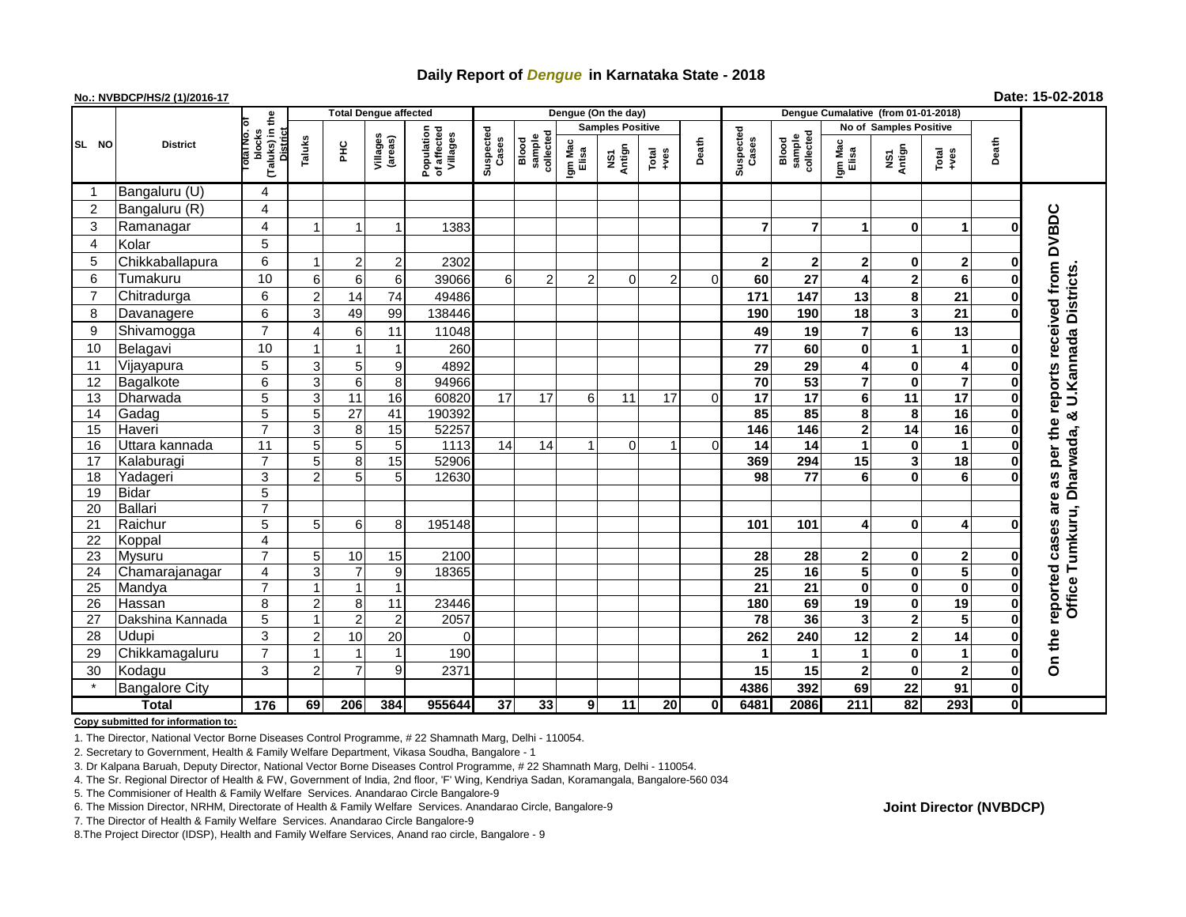# Daily Report of *Dengue* in Karnataka State - 2018

**No.: NVBDCP/HS/2 (1)/2016-17**

**Date: 15-02-2018**

| SL NO | District | Total No. of blocks (Taluks) in the District | Total Dengue affected | | | | Dengue (On the day) | | | | | | | Dengue Cumalative (from 01-01-2018) | | | | | | | |
|---|---|---|---|---|---|---|---|---|---|---|---|---|---|---|---|---|---|---|---|---|
| | | | Taluks | PHC | Villages (areas) | Population of affected Villages | Suspected Cases | Blood sample collected | Samples Positive | | | Death | Suspected Cases | Blood sample collected | No of Samples Positive | | | Death | |
| | | | | | | | | | Igm Mac Elisa | NS1 Antign | Total +ves | | | | Igm Mac Elisa | NS1 Antign | Total +ves | | |
| 1 | Bangaluru (U) | 4 | | | | | | | | | | | | | | | | | On the reported cases are as per the reports received from DVBDC Office Tumkuru, Dharwada, & U.Kannada Districts. |
| 2 | Bangaluru (R) | 4 | | | | | | | | | | | | | | | | | |
| 3 | Ramanagar | 4 | 1 | 1 | 1 | 1383 | | | | | | | 7 | 7 | 1 | 0 | 1 | 0 | |
| 4 | Kolar | 5 | | | | | | | | | | | | | | | | | |
| 5 | Chikkaballapura | 6 | 1 | 2 | 2 | 2302 | | | | | | | 2 | 2 | 2 | 0 | 2 | 0 | |
| 6 | Tumakuru | 10 | 6 | 6 | 6 | 39066 | 6 | 2 | 2 | 0 | 2 | 0 | 60 | 27 | 4 | 2 | 6 | 0 | |
| 7 | Chitradurga | 6 | 2 | 14 | 74 | 49486 | | | | | | | 171 | 147 | 13 | 8 | 21 | 0 | |
| 8 | Davanagere | 6 | 3 | 49 | 99 | 138446 | | | | | | | 190 | 190 | 18 | 3 | 21 | 0 | |
| 9 | Shivamogga | 7 | 4 | 6 | 11 | 11048 | | | | | | | 49 | 19 | 7 | 6 | 13 | | |
| 10 | Belagavi | 10 | 1 | 1 | 1 | 260 | | | | | | | 77 | 60 | 0 | 1 | 1 | 0 | |
| 11 | Vijayapura | 5 | 3 | 5 | 9 | 4892 | | | | | | | 29 | 29 | 4 | 0 | 4 | 0 | |
| 12 | Bagalkote | 6 | 3 | 6 | 8 | 94966 | | | | | | | 70 | 53 | 7 | 0 | 7 | 0 | |
| 13 | Dharwada | 5 | 3 | 11 | 16 | 60820 | 17 | 17 | 6 | 11 | 17 | 0 | 17 | 17 | 6 | 11 | 17 | 0 | |
| 14 | Gadag | 5 | 5 | 27 | 41 | 190392 | | | | | | | 85 | 85 | 8 | 8 | 16 | 0 | |
| 15 | Haveri | 7 | 3 | 8 | 15 | 52257 | | | | | | | 146 | 146 | 2 | 14 | 16 | 0 | |
| 16 | Uttara kannada | 11 | 5 | 5 | 5 | 1113 | 14 | 14 | 1 | 0 | 1 | 0 | 14 | 14 | 1 | 0 | 1 | 0 | |
| 17 | Kalaburagi | 7 | 5 | 8 | 15 | 52906 | | | | | | | 369 | 294 | 15 | 3 | 18 | 0 | |
| 18 | Yadageri | 3 | 2 | 5 | 5 | 12630 | | | | | | | 98 | 77 | 6 | 0 | 6 | 0 | |
| 19 | Bidar | 5 | | | | | | | | | | | | | | | | | |
| 20 | Ballari | 7 | | | | | | | | | | | | | | | | | |
| 21 | Raichur | 5 | 5 | 6 | 8 | 195148 | | | | | | | 101 | 101 | 4 | 0 | 4 | 0 | |
| 22 | Koppal | 4 | | | | | | | | | | | | | | | | | |
| 23 | Mysuru | 7 | 5 | 10 | 15 | 2100 | | | | | | | 28 | 28 | 2 | 0 | 2 | 0 | |
| 24 | Chamarajanagar | 4 | 3 | 7 | 9 | 18365 | | | | | | | 25 | 16 | 5 | 0 | 5 | 0 | |
| 25 | Mandya | 7 | 1 | 1 | 1 | | | | | | | | 21 | 21 | 0 | 0 | 0 | 0 | |
| 26 | Hassan | 8 | 2 | 8 | 11 | 23446 | | | | | | | 180 | 69 | 19 | 0 | 19 | 0 | |
| 27 | Dakshina Kannada | 5 | 1 | 2 | 2 | 2057 | | | | | | | 78 | 36 | 3 | 2 | 5 | 0 | |
| 28 | Udupi | 3 | 2 | 10 | 20 | 0 | | | | | | | 262 | 240 | 12 | 2 | 14 | 0 | |
| 29 | Chikkamagaluru | 7 | 1 | 1 | 1 | 190 | | | | | | | 1 | 1 | 1 | 0 | 1 | 0 | |
| 30 | Kodagu | 3 | 2 | 7 | 9 | 2371 | | | | | | | 15 | 15 | 2 | 0 | 2 | 0 | |
| * | Bangalore City | | | | | | | | | | | | 4386 | 392 | 69 | 22 | 91 | 0 | |
| **Total** | | **176** | **69** | **206** | **384** | **955644** | **37** | **33** | **9** | **11** | **20** | **0** | **6481** | **2086** | **211** | **82** | **293** | **0** | |

**Copy submitted for information to:**

1. The Director, National Vector Borne Diseases Control Programme, # 22 Shamnath Marg, Delhi - 110054.
2. Secretary to Government, Health & Family Welfare Department, Vikasa Soudha, Bangalore - 1
3. Dr Kalpana Baruah, Deputy Director, National Vector Borne Diseases Control Programme, # 22 Shamnath Marg, Delhi - 110054.
4. The Sr. Regional Director of Health & FW, Government of India, 2nd floor, 'F' Wing, Kendriya Sadan, Koramangala, Bangalore-560 034
5. The Commisioner of Health & Family Welfare Services. Anandarao Circle Bangalore-9
6. The Mission Director, NRHM, Directorate of Health & Family Welfare Services. Anandarao Circle, Bangalore-9
7. The Director of Health & Family Welfare Services. Anandarao Circle Bangalore-9
8. The Project Director (IDSP), Health and Family Welfare Services, Anand rao circle, Bangalore - 9

**Joint Director (NVBDCP)**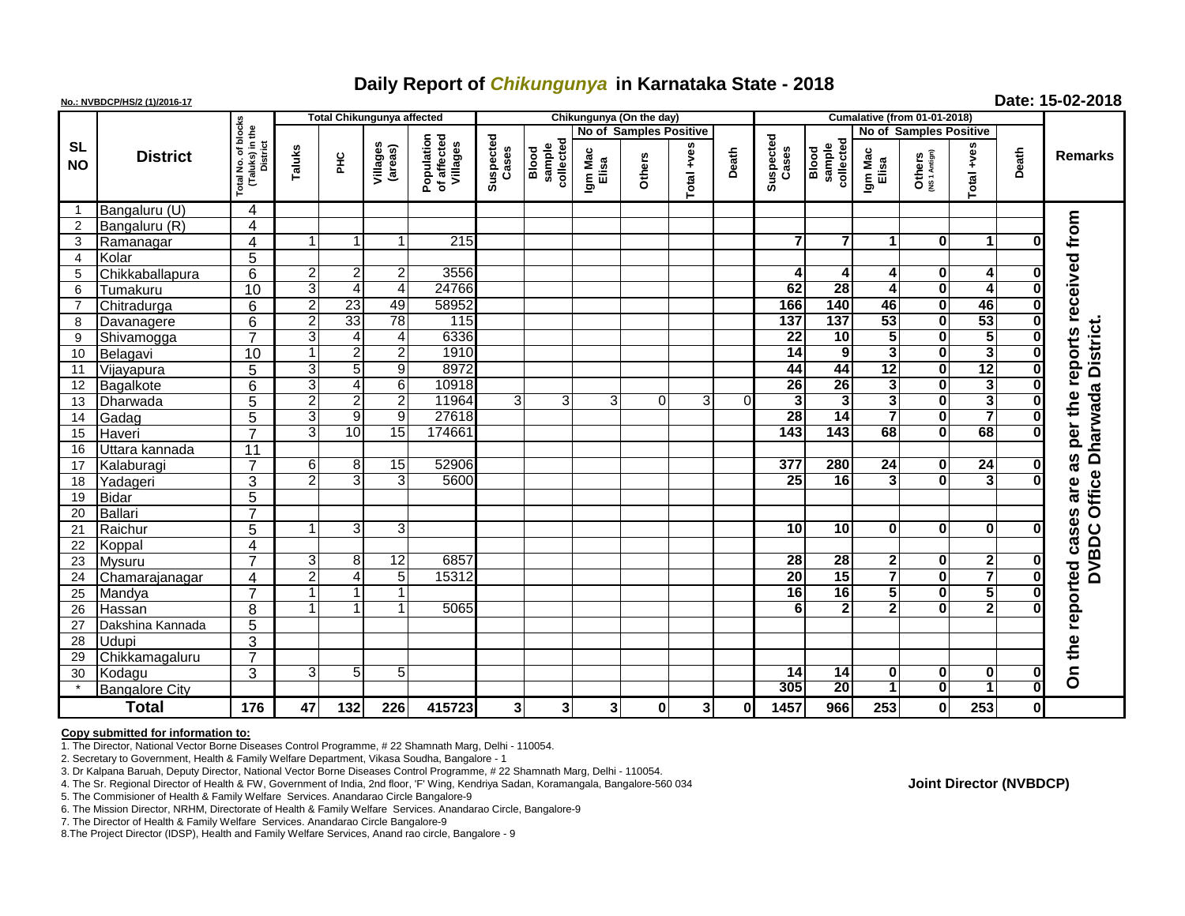# Daily Report of *Chikungunya* in Karnataka State - 2018

**No.: NVBDCP/HS/2 (1)/2016-17**

**Date: 15-02-2018**

| SL NO | District | Total No. of blocks (Taluks) in the District | Total Chikungunya affected | | | | Chikungunya (On the day) | | | | | | Cumalative (from 01-01-2018) | | | | | | Remarks |
|---|---|---|---|---|---|---|---|---|---|---|---|---|---|---|---|---|---|---|---|
| | | | Taluks | PHC | Villages (areas) | Population of affected Villages | Suspected Cases | Blood sample collected | No of Samples Positive | | | Death | Suspected Cases | Blood sample collected | No of Samples Positive | | | Death | |
| | | | | | | | | | Igm Mac Elisa | Others | Total +ves | | | | Igm Mac Elisa | Others (NS 1 Antign) | Total +ves | | |
| 1 | Bangaluru (U) | 4 | | | | | | | | | | | | | | | | | On the reported cases are as per the reports received from DVBDC Office Dharwada District. |
| 2 | Bangaluru (R) | 4 | | | | | | | | | | | | | | | | | |
| 3 | Ramanagar | 4 | 1 | 1 | 1 | 215 | | | | | | | 7 | 7 | 1 | 0 | 1 | 0 | |
| 4 | Kolar | 5 | | | | | | | | | | | | | | | | | |
| 5 | Chikkaballapura | 6 | 2 | 2 | 2 | 3556 | | | | | | | 4 | 4 | 4 | 0 | 4 | 0 | |
| 6 | Tumakuru | 10 | 3 | 4 | 4 | 24766 | | | | | | | 62 | 28 | 4 | 0 | 4 | 0 | |
| 7 | Chitradurga | 6 | 2 | 23 | 49 | 58952 | | | | | | | 166 | 140 | 46 | 0 | 46 | 0 | |
| 8 | Davanagere | 6 | 2 | 33 | 78 | 115 | | | | | | | 137 | 137 | 53 | 0 | 53 | 0 | |
| 9 | Shivamogga | 7 | 3 | 4 | 4 | 6336 | | | | | | | 22 | 10 | 5 | 0 | 5 | 0 | |
| 10 | Belagavi | 10 | 1 | 2 | 2 | 1910 | | | | | | | 14 | 9 | 3 | 0 | 3 | 0 | |
| 11 | Vijayapura | 5 | 3 | 5 | 9 | 8972 | | | | | | | 44 | 44 | 12 | 0 | 12 | 0 | |
| 12 | Bagalkote | 6 | 3 | 4 | 6 | 10918 | | | | | | | 26 | 26 | 3 | 0 | 3 | 0 | |
| 13 | Dharwada | 5 | 2 | 2 | 2 | 11964 | 3 | 3 | 3 | 0 | 3 | 0 | 3 | 3 | 3 | 0 | 3 | 0 | |
| 14 | Gadag | 5 | 3 | 9 | 9 | 27618 | | | | | | | 28 | 14 | 7 | 0 | 7 | 0 | |
| 15 | Haveri | 7 | 3 | 10 | 15 | 174661 | | | | | | | 143 | 143 | 68 | 0 | 68 | 0 | |
| 16 | Uttara kannada | 11 | | | | | | | | | | | | | | | | | |
| 17 | Kalaburagi | 7 | 6 | 8 | 15 | 52906 | | | | | | | 377 | 280 | 24 | 0 | 24 | 0 | |
| 18 | Yadageri | 3 | 2 | 3 | 3 | 5600 | | | | | | | 25 | 16 | 3 | 0 | 3 | 0 | |
| 19 | Bidar | 5 | | | | | | | | | | | | | | | | | |
| 20 | Ballari | 7 | | | | | | | | | | | | | | | | | |
| 21 | Raichur | 5 | 1 | 3 | 3 | | | | | | | | 10 | 10 | 0 | 0 | 0 | 0 | |
| 22 | Koppal | 4 | | | | | | | | | | | | | | | | | |
| 23 | Mysuru | 7 | 3 | 8 | 12 | 6857 | | | | | | | 28 | 28 | 2 | 0 | 2 | 0 | |
| 24 | Chamarajanagar | 4 | 2 | 4 | 5 | 15312 | | | | | | | 20 | 15 | 7 | 0 | 7 | 0 | |
| 25 | Mandya | 7 | 1 | 1 | 1 | | | | | | | | 16 | 16 | 5 | 0 | 5 | 0 | |
| 26 | Hassan | 8 | 1 | 1 | 1 | 5065 | | | | | | | 6 | 2 | 2 | 0 | 2 | 0 | |
| 27 | Dakshina Kannada | 5 | | | | | | | | | | | | | | | | | |
| 28 | Udupi | 3 | | | | | | | | | | | | | | | | | |
| 29 | Chikkamagaluru | 7 | | | | | | | | | | | | | | | | | |
| 30 | Kodagu | 3 | 3 | 5 | 5 | | | | | | | | 14 | 14 | 0 | 0 | 0 | 0 | |
| * | Bangalore City | | | | | | | | | | | | 305 | 20 | 1 | 0 | 1 | 0 | |
| **Total** | | **176** | **47** | **132** | **226** | **415723** | **3** | **3** | **3** | **0** | **3** | **0** | **1457** | **966** | **253** | **0** | **253** | **0** | |

**Copy submitted for information to:**

1. The Director, National Vector Borne Diseases Control Programme, # 22 Shamnath Marg, Delhi - 110054.
2. Secretary to Government, Health & Family Welfare Department, Vikasa Soudha, Bangalore - 1
3. Dr Kalpana Baruah, Deputy Director, National Vector Borne Diseases Control Programme, # 22 Shamnath Marg, Delhi - 110054.
4. The Sr. Regional Director of Health & FW, Government of India, 2nd floor, 'F' Wing, Kendriya Sadan, Koramangala, Bangalore-560 034
5. The Commisioner of Health & Family Welfare Services. Anandarao Circle Bangalore-9
6. The Mission Director, NRHM, Directorate of Health & Family Welfare Services. Anandarao Circle, Bangalore-9
7. The Director of Health & Family Welfare Services. Anandarao Circle Bangalore-9
8. The Project Director (IDSP), Health and Family Welfare Services, Anand rao circle, Bangalore - 9

**Joint Director (NVBDCP)**